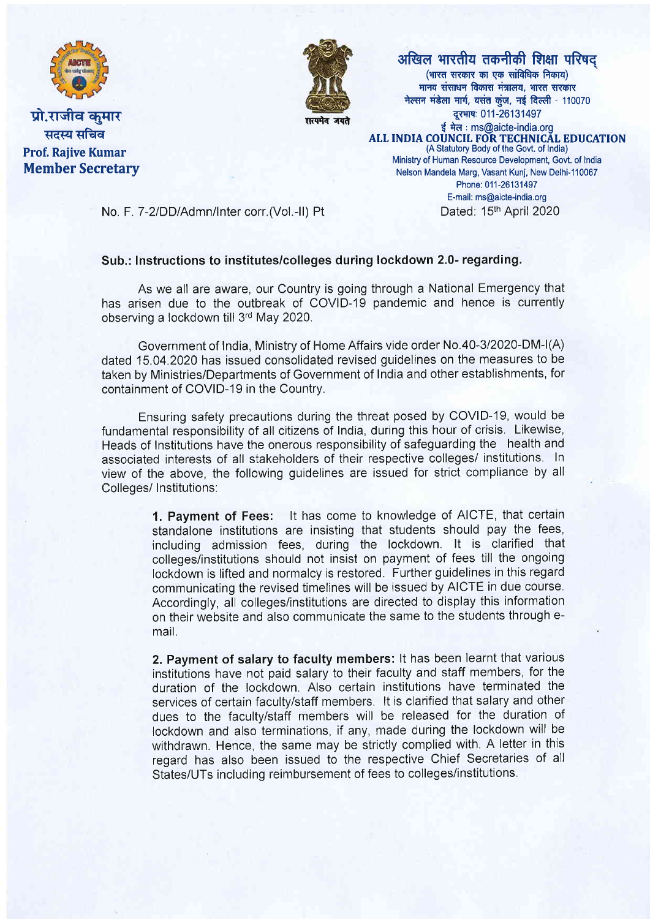प्रो.राजीव कुमार
सदस्य सचिव
**Prof. Rajive Kumar**
**Member Secretary**

सत्यमेव जयते

**अखिल भारतीय तकनीकी शिक्षा परिषद्**
(भारत सरकार का एक सांविधिक निकाय)
मानव संसाधन विकास मंत्रालय, भारत सरकार
नेल्सन मंडेला मार्ग, वसंत कुंज, नई दिल्ली - 110070
दूरभाष: 011-26131497
ई मेल : ms@aicte-india.org

**ALL INDIA COUNCIL FOR TECHNICAL EDUCATION**
(A Statutory Body of the Govt. of India)
Ministry of Human Resource Development, Govt. of India
Nelson Mandela Marg, Vasant Kunj, New Delhi-110067
Phone: 011-26131497
E-mail: ms@aicte-india.org

No. F. 7-2/DD/Admn/Inter corr.(Vol.-II) Pt

Dated: 15th April 2020

**Sub.: Instructions to institutes/colleges during lockdown 2.0- regarding.**

As we all are aware, our Country is going through a National Emergency that has arisen due to the outbreak of COVID-19 pandemic and hence is currently observing a lockdown till 3rd May 2020.

Government of India, Ministry of Home Affairs vide order No.40-3/2020-DM-I(A) dated 15.04.2020 has issued consolidated revised guidelines on the measures to be taken by Ministries/Departments of Government of India and other establishments, for containment of COVID-19 in the Country.

Ensuring safety precautions during the threat posed by COVID-19, would be fundamental responsibility of all citizens of India, during this hour of crisis. Likewise, Heads of Institutions have the onerous responsibility of safeguarding the health and associated interests of all stakeholders of their respective colleges/ institutions. In view of the above, the following guidelines are issued for strict compliance by all Colleges/ Institutions:

**1. Payment of Fees:** It has come to knowledge of AICTE, that certain standalone institutions are insisting that students should pay the fees, including admission fees, during the lockdown. It is clarified that colleges/institutions should not insist on payment of fees till the ongoing lockdown is lifted and normalcy is restored. Further guidelines in this regard communicating the revised timelines will be issued by AICTE in due course. Accordingly, all colleges/institutions are directed to display this information on their website and also communicate the same to the students through e-mail.

**2. Payment of salary to faculty members:** It has been learnt that various institutions have not paid salary to their faculty and staff members, for the duration of the lockdown. Also certain institutions have terminated the services of certain faculty/staff members. It is clarified that salary and other dues to the faculty/staff members will be released for the duration of lockdown and also terminations, if any, made during the lockdown will be withdrawn. Hence, the same may be strictly complied with. A letter in this regard has also been issued to the respective Chief Secretaries of all States/UTs including reimbursement of fees to colleges/institutions.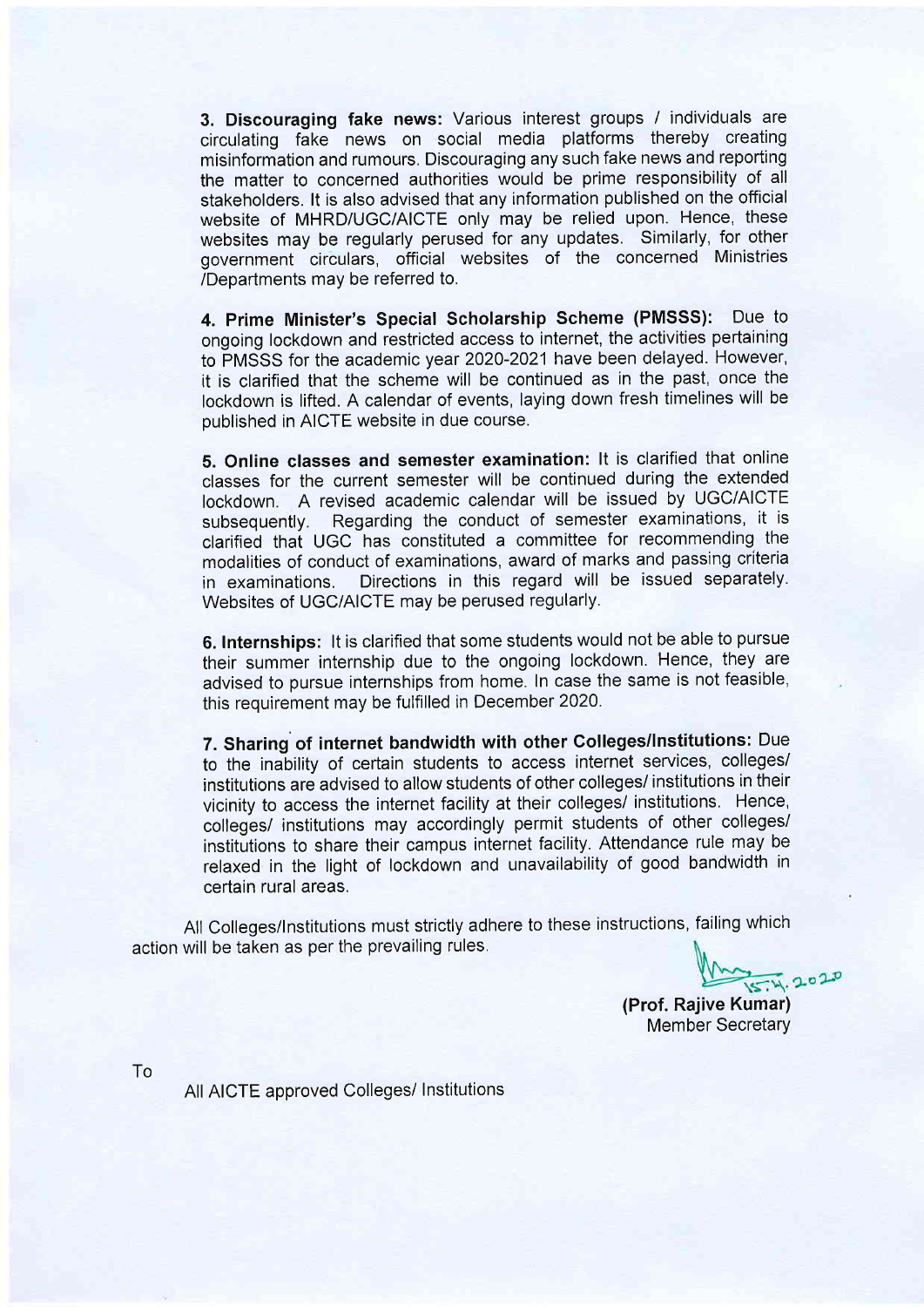**3. Discouraging fake news:** Various interest groups / individuals are circulating fake news on social media platforms thereby creating misinformation and rumours. Discouraging any such fake news and reporting the matter to concerned authorities would be prime responsibility of all stakeholders. It is also advised that any information published on the official website of MHRD/UGC/AICTE only may be relied upon. Hence, these websites may be regularly perused for any updates. Similarly, for other government circulars, official websites of the concerned Ministries /Departments may be referred to.

**4. Prime Minister's Special Scholarship Scheme (PMSSS):** Due to ongoing lockdown and restricted access to internet, the activities pertaining to PMSSS for the academic year 2020-2021 have been delayed. However, it is clarified that the scheme will be continued as in the past, once the lockdown is lifted. A calendar of events, laying down fresh timelines will be published in AICTE website in due course.

**5. Online classes and semester examination:** It is clarified that online classes for the current semester will be continued during the extended lockdown. A revised academic calendar will be issued by UGC/AICTE subsequently. Regarding the conduct of semester examinations, it is clarified that UGC has constituted a committee for recommending the modalities of conduct of examinations, award of marks and passing criteria in examinations. Directions in this regard will be issued separately. Websites of UGC/AICTE may be perused regularly.

**6. Internships:** It is clarified that some students would not be able to pursue their summer internship due to the ongoing lockdown. Hence, they are advised to pursue internships from home. In case the same is not feasible, this requirement may be fulfilled in December 2020.

**7. Sharing of internet bandwidth with other Colleges/Institutions:** Due to the inability of certain students to access internet services, colleges/ institutions are advised to allow students of other colleges/ institutions in their vicinity to access the internet facility at their colleges/ institutions. Hence, colleges/ institutions may accordingly permit students of other colleges/ institutions to share their campus internet facility. Attendance rule may be relaxed in the light of lockdown and unavailability of good bandwidth in certain rural areas.

All Colleges/Institutions must strictly adhere to these instructions, failing which action will be taken as per the prevailing rules.

15.4.2020

**(Prof. Rajive Kumar)**
Member Secretary

To

All AICTE approved Colleges/ Institutions